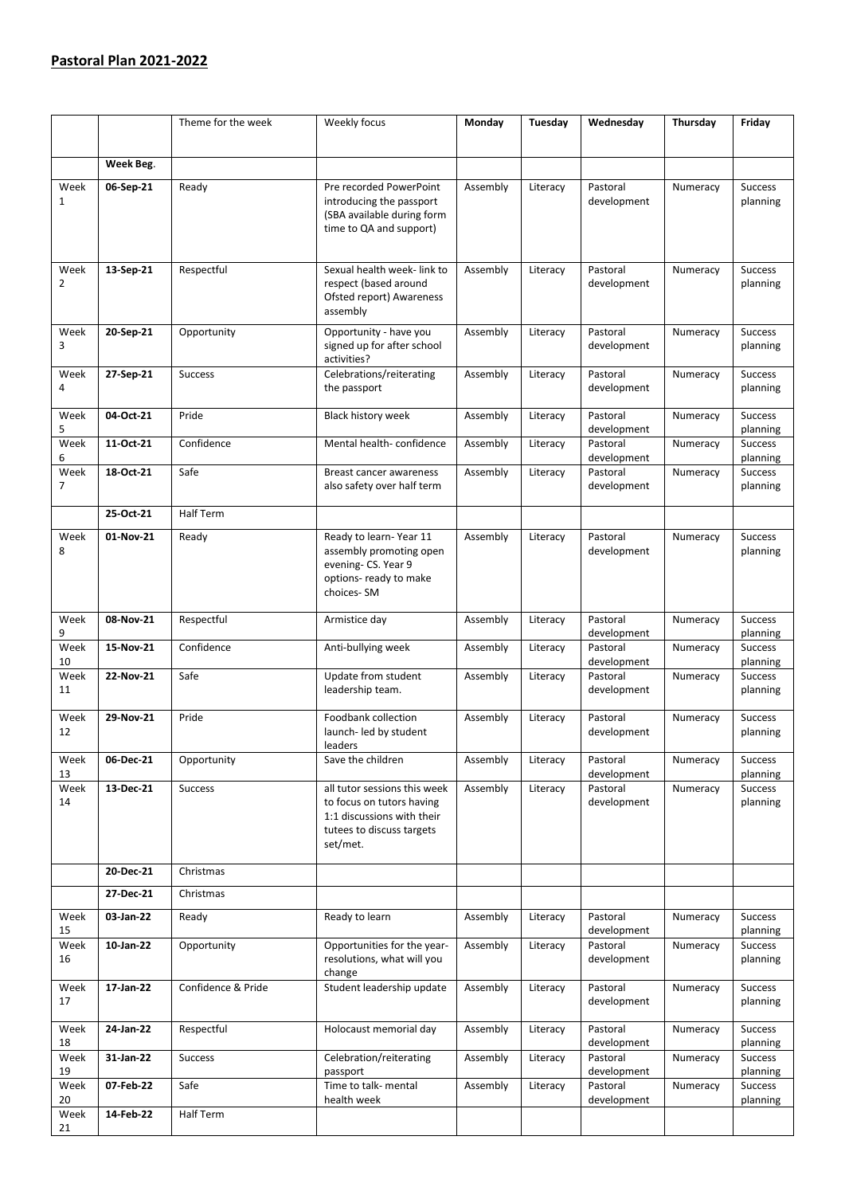## **Pastoral Plan 2021-2022**

| | | Theme for the week | Weekly focus | Monday | Tuesday | Wednesday | Thursday | Friday |
|---|---|---|---|---|---|---|---|---|
| | **Week Beg.** | | | | | | | |
| Week 1 | **06-Sep-21** | Ready | Pre recorded PowerPoint introducing the passport (SBA available during form time to QA and support) | Assembly | Literacy | Pastoral development | Numeracy | Success planning |
| Week 2 | **13-Sep-21** | Respectful | Sexual health week- link to respect (based around Ofsted report) Awareness assembly | Assembly | Literacy | Pastoral development | Numeracy | Success planning |
| Week 3 | **20-Sep-21** | Opportunity | Opportunity - have you signed up for after school activities? | Assembly | Literacy | Pastoral development | Numeracy | Success planning |
| Week 4 | **27-Sep-21** | Success | Celebrations/reiterating the passport | Assembly | Literacy | Pastoral development | Numeracy | Success planning |
| Week 5 | **04-Oct-21** | Pride | Black history week | Assembly | Literacy | Pastoral development | Numeracy | Success planning |
| Week 6 | **11-Oct-21** | Confidence | Mental health- confidence | Assembly | Literacy | Pastoral development | Numeracy | Success planning |
| Week 7 | **18-Oct-21** | Safe | Breast cancer awareness also safety over half term | Assembly | Literacy | Pastoral development | Numeracy | Success planning |
| | **25-Oct-21** | Half Term | | | | | | |
| Week 8 | **01-Nov-21** | Ready | Ready to learn- Year 11 assembly promoting open evening- CS. Year 9 options- ready to make choices- SM | Assembly | Literacy | Pastoral development | Numeracy | Success planning |
| Week 9 | **08-Nov-21** | Respectful | Armistice day | Assembly | Literacy | Pastoral development | Numeracy | Success planning |
| Week 10 | **15-Nov-21** | Confidence | Anti-bullying week | Assembly | Literacy | Pastoral development | Numeracy | Success planning |
| Week 11 | **22-Nov-21** | Safe | Update from student leadership team. | Assembly | Literacy | Pastoral development | Numeracy | Success planning |
| Week 12 | **29-Nov-21** | Pride | Foodbank collection launch- led by student leaders | Assembly | Literacy | Pastoral development | Numeracy | Success planning |
| Week 13 | **06-Dec-21** | Opportunity | Save the children | Assembly | Literacy | Pastoral development | Numeracy | Success planning |
| Week 14 | **13-Dec-21** | Success | all tutor sessions this week to focus on tutors having 1:1 discussions with their tutees to discuss targets set/met. | Assembly | Literacy | Pastoral development | Numeracy | Success planning |
| | **20-Dec-21** | Christmas | | | | | | |
| | **27-Dec-21** | Christmas | | | | | | |
| Week 15 | **03-Jan-22** | Ready | Ready to learn | Assembly | Literacy | Pastoral development | Numeracy | Success planning |
| Week 16 | **10-Jan-22** | Opportunity | Opportunities for the year- resolutions, what will you change | Assembly | Literacy | Pastoral development | Numeracy | Success planning |
| Week 17 | **17-Jan-22** | Confidence & Pride | Student leadership update | Assembly | Literacy | Pastoral development | Numeracy | Success planning |
| Week 18 | **24-Jan-22** | Respectful | Holocaust memorial day | Assembly | Literacy | Pastoral development | Numeracy | Success planning |
| Week 19 | **31-Jan-22** | Success | Celebration/reiterating passport | Assembly | Literacy | Pastoral development | Numeracy | Success planning |
| Week 20 | **07-Feb-22** | Safe | Time to talk- mental health week | Assembly | Literacy | Pastoral development | Numeracy | Success planning |
| Week 21 | **14-Feb-22** | Half Term | | | | | | |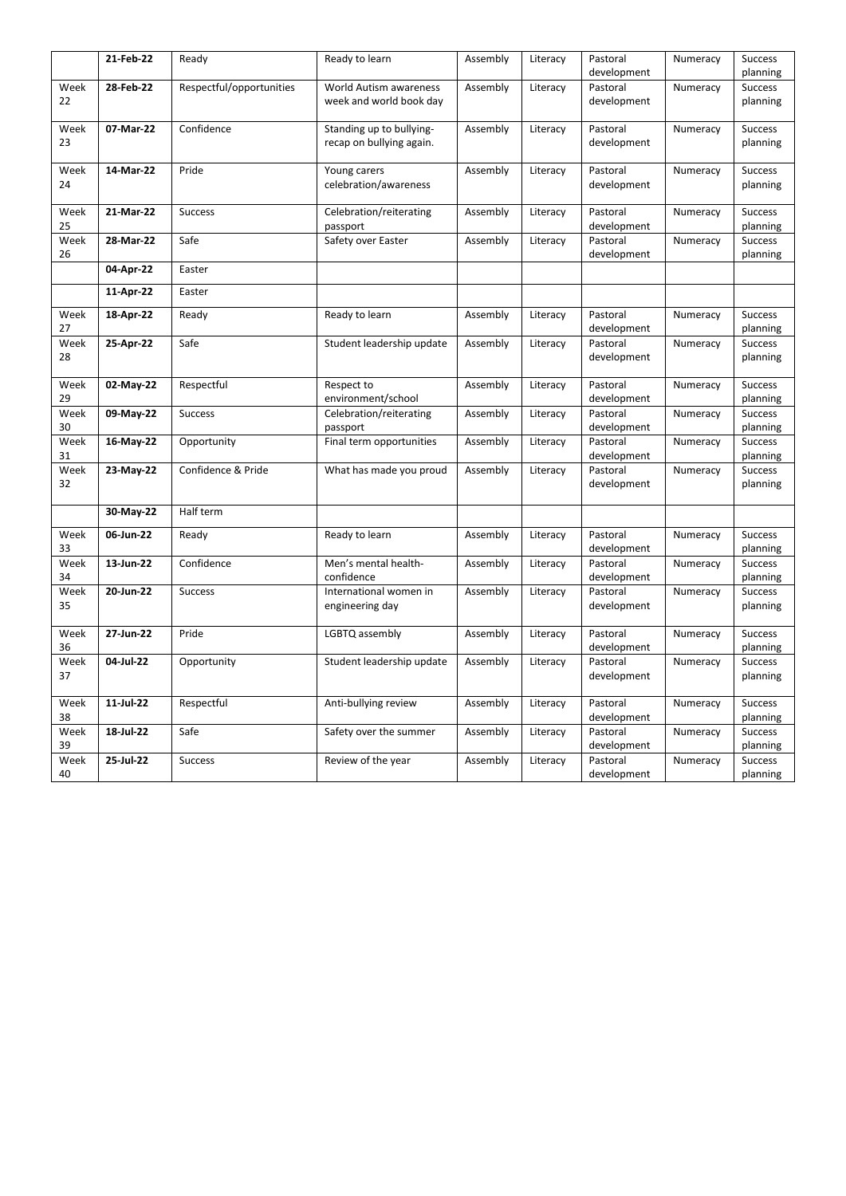| | | | | | | | | |
|---|---|---|---|---|---|---|---|---|
| | **21-Feb-22** | Ready | Ready to learn | Assembly | Literacy | Pastoral development | Numeracy | Success planning |
| Week 22 | **28-Feb-22** | Respectful/opportunities | World Autism awareness week and world book day | Assembly | Literacy | Pastoral development | Numeracy | Success planning |
| Week 23 | **07-Mar-22** | Confidence | Standing up to bullying- recap on bullying again. | Assembly | Literacy | Pastoral development | Numeracy | Success planning |
| Week 24 | **14-Mar-22** | Pride | Young carers celebration/awareness | Assembly | Literacy | Pastoral development | Numeracy | Success planning |
| Week 25 | **21-Mar-22** | Success | Celebration/reiterating passport | Assembly | Literacy | Pastoral development | Numeracy | Success planning |
| Week 26 | **28-Mar-22** | Safe | Safety over Easter | Assembly | Literacy | Pastoral development | Numeracy | Success planning |
| | **04-Apr-22** | Easter | | | | | | |
| | **11-Apr-22** | Easter | | | | | | |
| Week 27 | **18-Apr-22** | Ready | Ready to learn | Assembly | Literacy | Pastoral development | Numeracy | Success planning |
| Week 28 | **25-Apr-22** | Safe | Student leadership update | Assembly | Literacy | Pastoral development | Numeracy | Success planning |
| Week 29 | **02-May-22** | Respectful | Respect to environment/school | Assembly | Literacy | Pastoral development | Numeracy | Success planning |
| Week 30 | **09-May-22** | Success | Celebration/reiterating passport | Assembly | Literacy | Pastoral development | Numeracy | Success planning |
| Week 31 | **16-May-22** | Opportunity | Final term opportunities | Assembly | Literacy | Pastoral development | Numeracy | Success planning |
| Week 32 | **23-May-22** | Confidence & Pride | What has made you proud | Assembly | Literacy | Pastoral development | Numeracy | Success planning |
| | **30-May-22** | Half term | | | | | | |
| Week 33 | **06-Jun-22** | Ready | Ready to learn | Assembly | Literacy | Pastoral development | Numeracy | Success planning |
| Week 34 | **13-Jun-22** | Confidence | Men's mental health- confidence | Assembly | Literacy | Pastoral development | Numeracy | Success planning |
| Week 35 | **20-Jun-22** | Success | International women in engineering day | Assembly | Literacy | Pastoral development | Numeracy | Success planning |
| Week 36 | **27-Jun-22** | Pride | LGBTQ assembly | Assembly | Literacy | Pastoral development | Numeracy | Success planning |
| Week 37 | **04-Jul-22** | Opportunity | Student leadership update | Assembly | Literacy | Pastoral development | Numeracy | Success planning |
| Week 38 | **11-Jul-22** | Respectful | Anti-bullying review | Assembly | Literacy | Pastoral development | Numeracy | Success planning |
| Week 39 | **18-Jul-22** | Safe | Safety over the summer | Assembly | Literacy | Pastoral development | Numeracy | Success planning |
| Week 40 | **25-Jul-22** | Success | Review of the year | Assembly | Literacy | Pastoral development | Numeracy | Success planning |